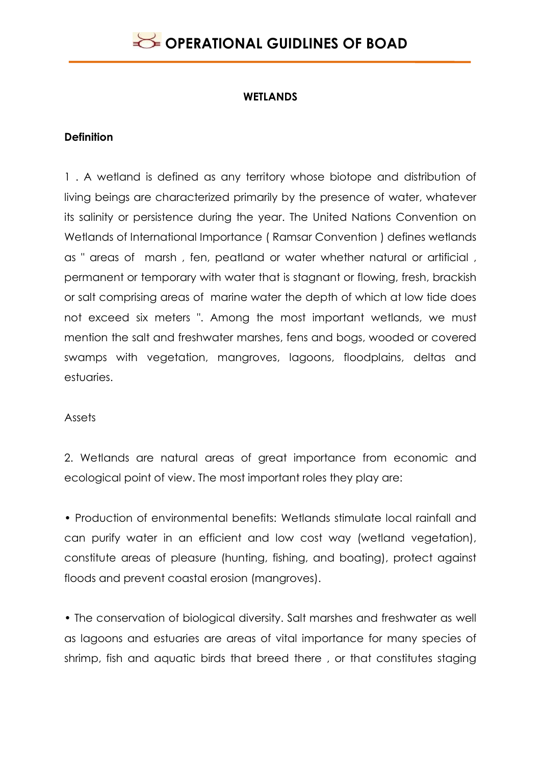# WETLANDS

## Definition

1 . A wetland is defined as any territory whose biotope and distribution of living beings are characterized primarily by the presence of water, whatever its salinity or persistence during the year. The United Nations Convention on Wetlands of International Importance ( Ramsar Convention ) defines wetlands as " areas of marsh , fen, peatland or water whether natural or artificial , permanent or temporary with water that is stagnant or flowing, fresh, brackish or salt comprising areas of marine water the depth of which at low tide does not exceed six meters ". Among the most important wetlands, we must mention the salt and freshwater marshes, fens and bogs, wooded or covered swamps with vegetation, mangroves, lagoons, floodplains, deltas and estuaries.

Assets

2. Wetlands are natural areas of great importance from economic and ecological point of view. The most important roles they play are:

• Production of environmental benefits: Wetlands stimulate local rainfall and can purify water in an efficient and low cost way (wetland vegetation), constitute areas of pleasure (hunting, fishing, and boating), protect against floods and prevent coastal erosion (mangroves).

• The conservation of biological diversity. Salt marshes and freshwater as well as lagoons and estuaries are areas of vital importance for many species of shrimp, fish and aquatic birds that breed there , or that constitutes staging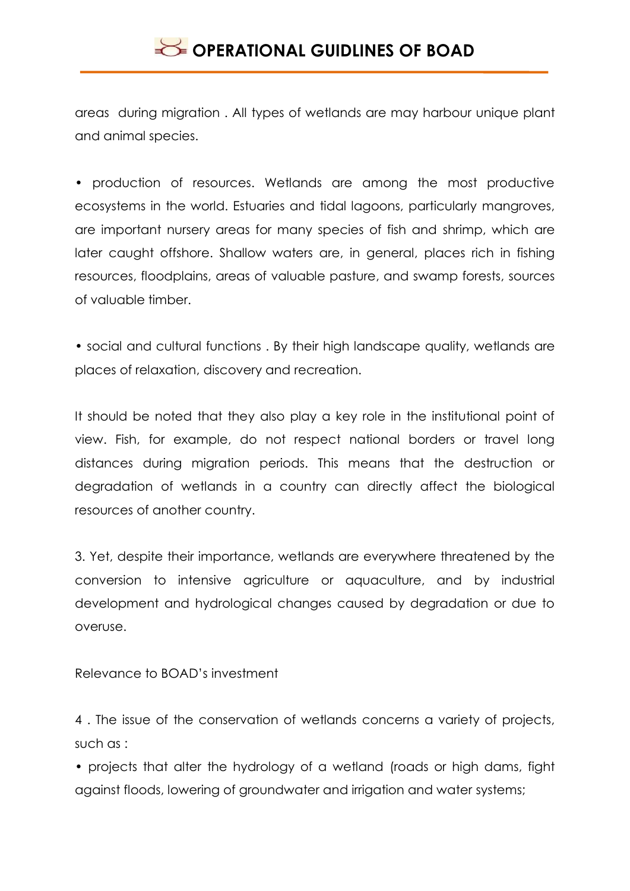areas during migration . All types of wetlands are may harbour unique plant and animal species.

• production of resources. Wetlands are among the most productive ecosystems in the world. Estuaries and tidal lagoons, particularly mangroves, are important nursery areas for many species of fish and shrimp, which are later caught offshore. Shallow waters are, in general, places rich in fishing resources, floodplains, areas of valuable pasture, and swamp forests, sources of valuable timber.

• social and cultural functions . By their high landscape quality, wetlands are places of relaxation, discovery and recreation.

It should be noted that they also play a key role in the institutional point of view. Fish, for example, do not respect national borders or travel long distances during migration periods. This means that the destruction or degradation of wetlands in a country can directly affect the biological resources of another country.

3. Yet, despite their importance, wetlands are everywhere threatened by the conversion to intensive agriculture or aquaculture, and by industrial development and hydrological changes caused by degradation or due to overuse.

Relevance to BOAD's investment

4 . The issue of the conservation of wetlands concerns a variety of projects, such as :

• projects that alter the hydrology of a wetland (roads or high dams, fight against floods, lowering of groundwater and irrigation and water systems;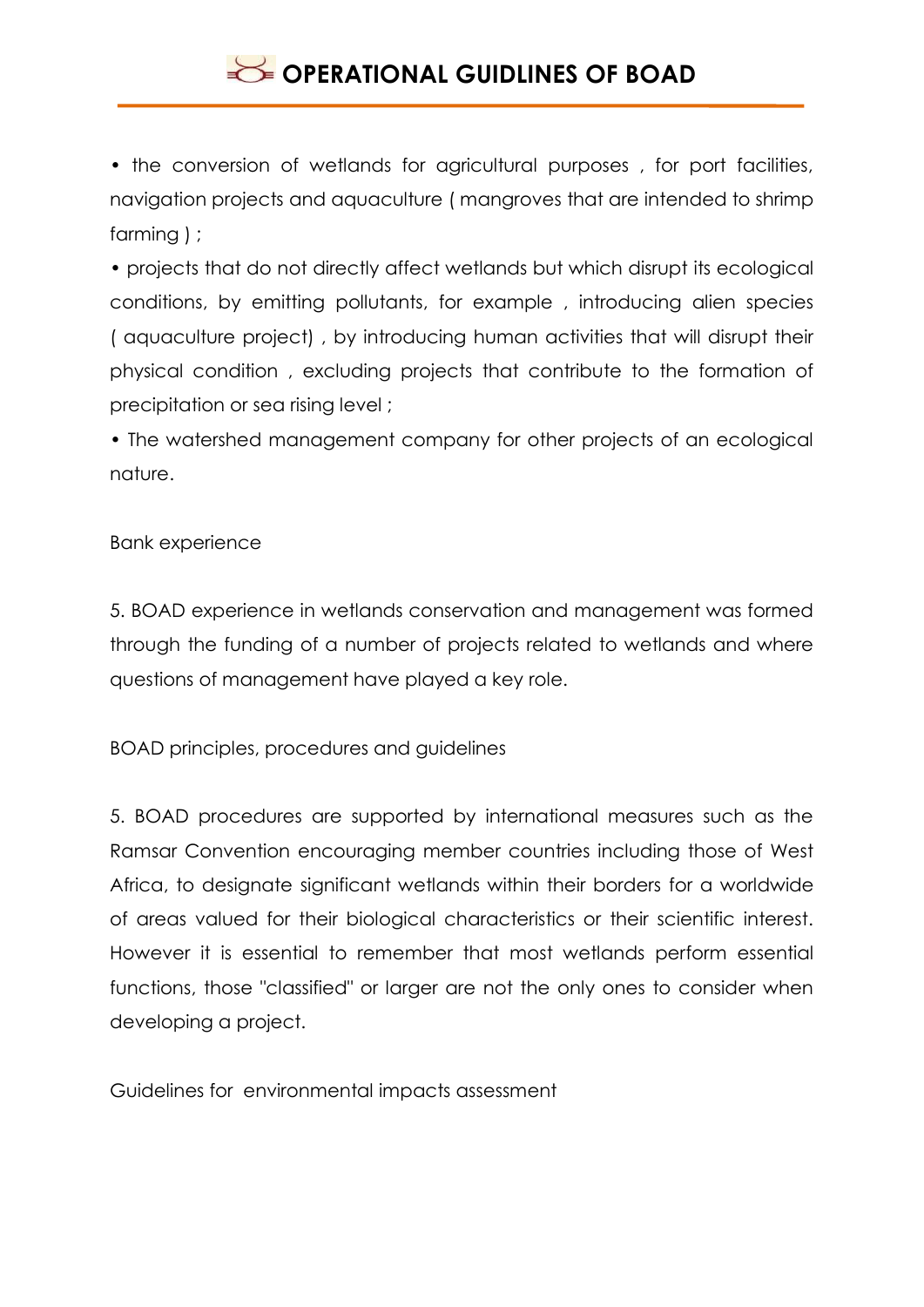- the conversion of wetlands for agricultural purposes , for port facilities, navigation projects and aquaculture ( mangroves that are intended to shrimp farming ) ;
- projects that do not directly affect wetlands but which disrupt its ecological conditions, by emitting pollutants, for example , introducing alien species ( aquaculture project) , by introducing human activities that will disrupt their physical condition , excluding projects that contribute to the formation of precipitation or sea rising level ;
- The watershed management company for other projects of an ecological nature.

Bank experience

5. BOAD experience in wetlands conservation and management was formed through the funding of a number of projects related to wetlands and where questions of management have played a key role.

BOAD principles, procedures and guidelines

5. BOAD procedures are supported by international measures such as the Ramsar Convention encouraging member countries including those of West Africa, to designate significant wetlands within their borders for a worldwide of areas valued for their biological characteristics or their scientific interest. However it is essential to remember that most wetlands perform essential functions, those "classified" or larger are not the only ones to consider when developing a project.

Guidelines for environmental impacts assessment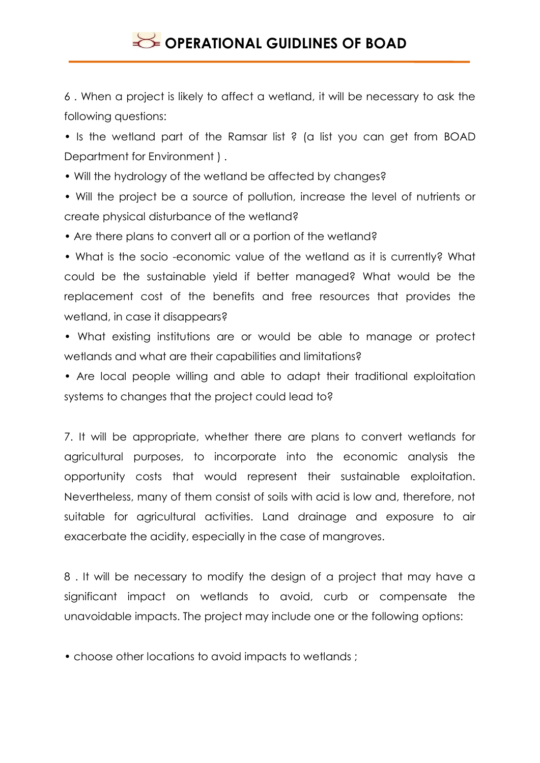6 . When a project is likely to affect a wetland, it will be necessary to ask the following questions:

- Is the wetland part of the Ramsar list ? (a list you can get from BOAD Department for Environment ) .
- Will the hydrology of the wetland be affected by changes?
- Will the project be a source of pollution, increase the level of nutrients or create physical disturbance of the wetland?
- Are there plans to convert all or a portion of the wetland?
- What is the socio -economic value of the wetland as it is currently? What could be the sustainable yield if better managed? What would be the replacement cost of the benefits and free resources that provides the wetland, in case it disappears?
- What existing institutions are or would be able to manage or protect wetlands and what are their capabilities and limitations?
- Are local people willing and able to adapt their traditional exploitation systems to changes that the project could lead to?

7. It will be appropriate, whether there are plans to convert wetlands for agricultural purposes, to incorporate into the economic analysis the opportunity costs that would represent their sustainable exploitation. Nevertheless, many of them consist of soils with acid is low and, therefore, not suitable for agricultural activities. Land drainage and exposure to air exacerbate the acidity, especially in the case of mangroves.

8 . It will be necessary to modify the design of a project that may have a significant impact on wetlands to avoid, curb or compensate the unavoidable impacts. The project may include one or the following options:

- choose other locations to avoid impacts to wetlands ;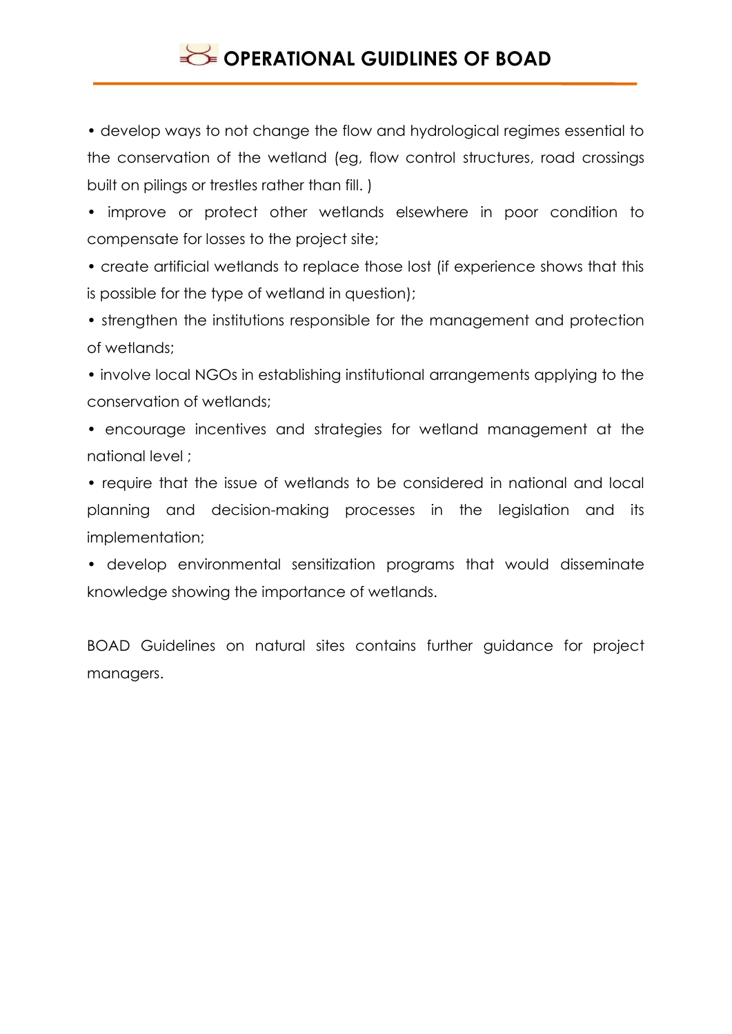- develop ways to not change the flow and hydrological regimes essential to the conservation of the wetland (eg, flow control structures, road crossings built on pilings or trestles rather than fill. )
- improve or protect other wetlands elsewhere in poor condition to compensate for losses to the project site;
- create artificial wetlands to replace those lost (if experience shows that this is possible for the type of wetland in question);
- strengthen the institutions responsible for the management and protection of wetlands;
- involve local NGOs in establishing institutional arrangements applying to the conservation of wetlands;
- encourage incentives and strategies for wetland management at the national level ;
- require that the issue of wetlands to be considered in national and local planning and decision-making processes in the legislation and its implementation;
- develop environmental sensitization programs that would disseminate knowledge showing the importance of wetlands.

BOAD Guidelines on natural sites contains further guidance for project managers.